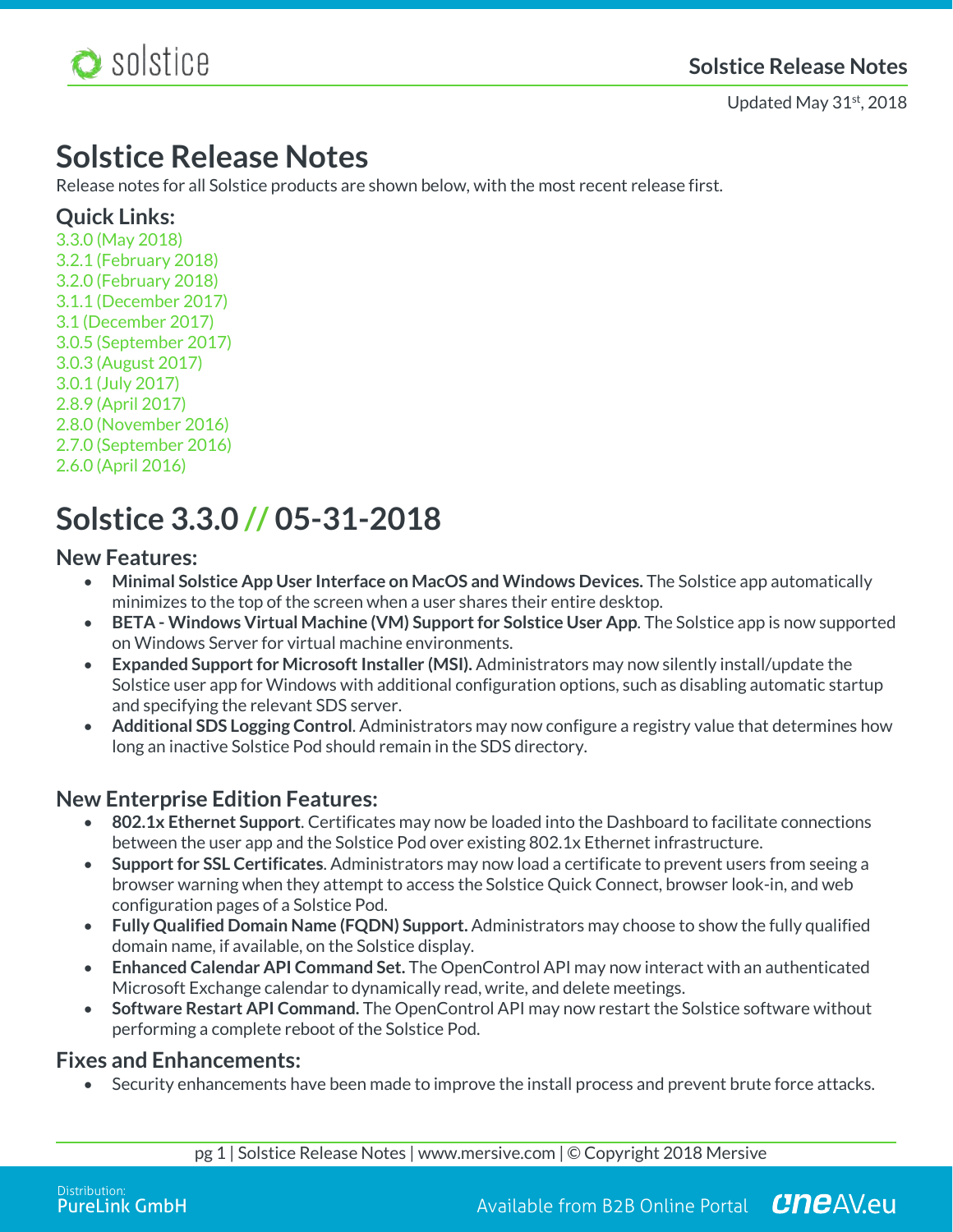Updated May 31st, 2018

# Solstice Release Notes

Release notes for all Solstice products are shown below, with the most recent release first.

### Quick Links:

3.3.0 (May 2018)
3.2.1 (February 2018)
3.2.0 (February 2018)
3.1.1 (December 2017)
3.1 (December 2017)
3.0.5 (September 2017)
3.0.3 (August 2017)
3.0.1 (July 2017)
2.8.9 (April 2017)
2.8.0 (November 2016)
2.7.0 (September 2016)
2.6.0 (April 2016)

# Solstice 3.3.0 // 05-31-2018

### New Features:

- **Minimal Solstice App User Interface on MacOS and Windows Devices.** The Solstice app automatically minimizes to the top of the screen when a user shares their entire desktop.
- **BETA - Windows Virtual Machine (VM) Support for Solstice User App**. The Solstice app is now supported on Windows Server for virtual machine environments.
- **Expanded Support for Microsoft Installer (MSI).** Administrators may now silently install/update the Solstice user app for Windows with additional configuration options, such as disabling automatic startup and specifying the relevant SDS server.
- **Additional SDS Logging Control**. Administrators may now configure a registry value that determines how long an inactive Solstice Pod should remain in the SDS directory.

### New Enterprise Edition Features:

- **802.1x Ethernet Support**. Certificates may now be loaded into the Dashboard to facilitate connections between the user app and the Solstice Pod over existing 802.1x Ethernet infrastructure.
- **Support for SSL Certificates**. Administrators may now load a certificate to prevent users from seeing a browser warning when they attempt to access the Solstice Quick Connect, browser look-in, and web configuration pages of a Solstice Pod.
- **Fully Qualified Domain Name (FQDN) Support.** Administrators may choose to show the fully qualified domain name, if available, on the Solstice display.
- **Enhanced Calendar API Command Set.** The OpenControl API may now interact with an authenticated Microsoft Exchange calendar to dynamically read, write, and delete meetings.
- **Software Restart API Command.** The OpenControl API may now restart the Solstice software without performing a complete reboot of the Solstice Pod.

### Fixes and Enhancements:

- Security enhancements have been made to improve the install process and prevent brute force attacks.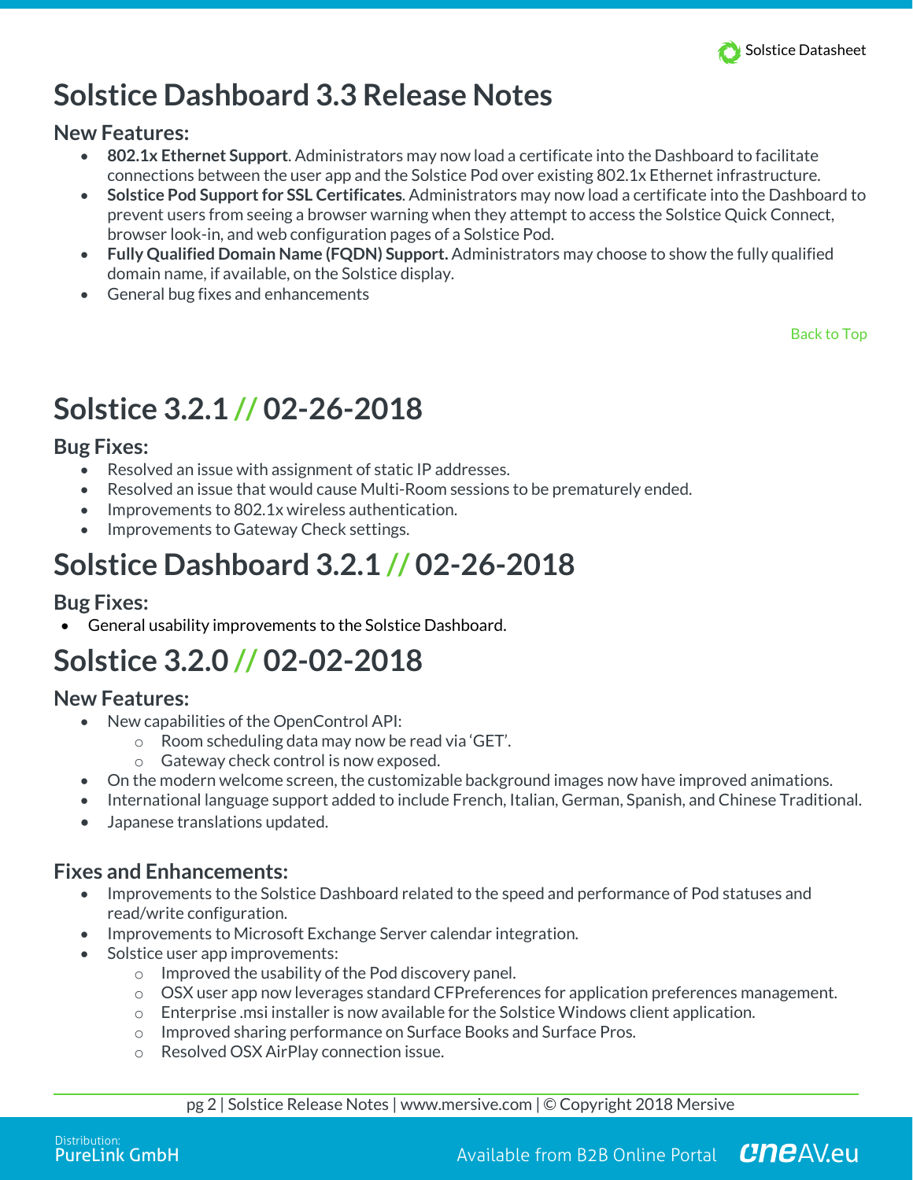# Solstice Dashboard 3.3 Release Notes

## New Features:

- **802.1x Ethernet Support**. Administrators may now load a certificate into the Dashboard to facilitate connections between the user app and the Solstice Pod over existing 802.1x Ethernet infrastructure.
- **Solstice Pod Support for SSL Certificates**. Administrators may now load a certificate into the Dashboard to prevent users from seeing a browser warning when they attempt to access the Solstice Quick Connect, browser look-in, and web configuration pages of a Solstice Pod.
- **Fully Qualified Domain Name (FQDN) Support.** Administrators may choose to show the fully qualified domain name, if available, on the Solstice display.
- General bug fixes and enhancements

Back to Top

# Solstice 3.2.1 // 02-26-2018

## Bug Fixes:

- Resolved an issue with assignment of static IP addresses.
- Resolved an issue that would cause Multi-Room sessions to be prematurely ended.
- Improvements to 802.1x wireless authentication.
- Improvements to Gateway Check settings.

# Solstice Dashboard 3.2.1 // 02-26-2018

## Bug Fixes:

- General usability improvements to the Solstice Dashboard.

# Solstice 3.2.0 // 02-02-2018

## New Features:

- New capabilities of the OpenControl API:
  - Room scheduling data may now be read via 'GET'.
  - Gateway check control is now exposed.
- On the modern welcome screen, the customizable background images now have improved animations.
- International language support added to include French, Italian, German, Spanish, and Chinese Traditional.
- Japanese translations updated.

## Fixes and Enhancements:

- Improvements to the Solstice Dashboard related to the speed and performance of Pod statuses and read/write configuration.
- Improvements to Microsoft Exchange Server calendar integration.
- Solstice user app improvements:
  - Improved the usability of the Pod discovery panel.
  - OSX user app now leverages standard CFPreferences for application preferences management.
  - Enterprise .msi installer is now available for the Solstice Windows client application.
  - Improved sharing performance on Surface Books and Surface Pros.
  - Resolved OSX AirPlay connection issue.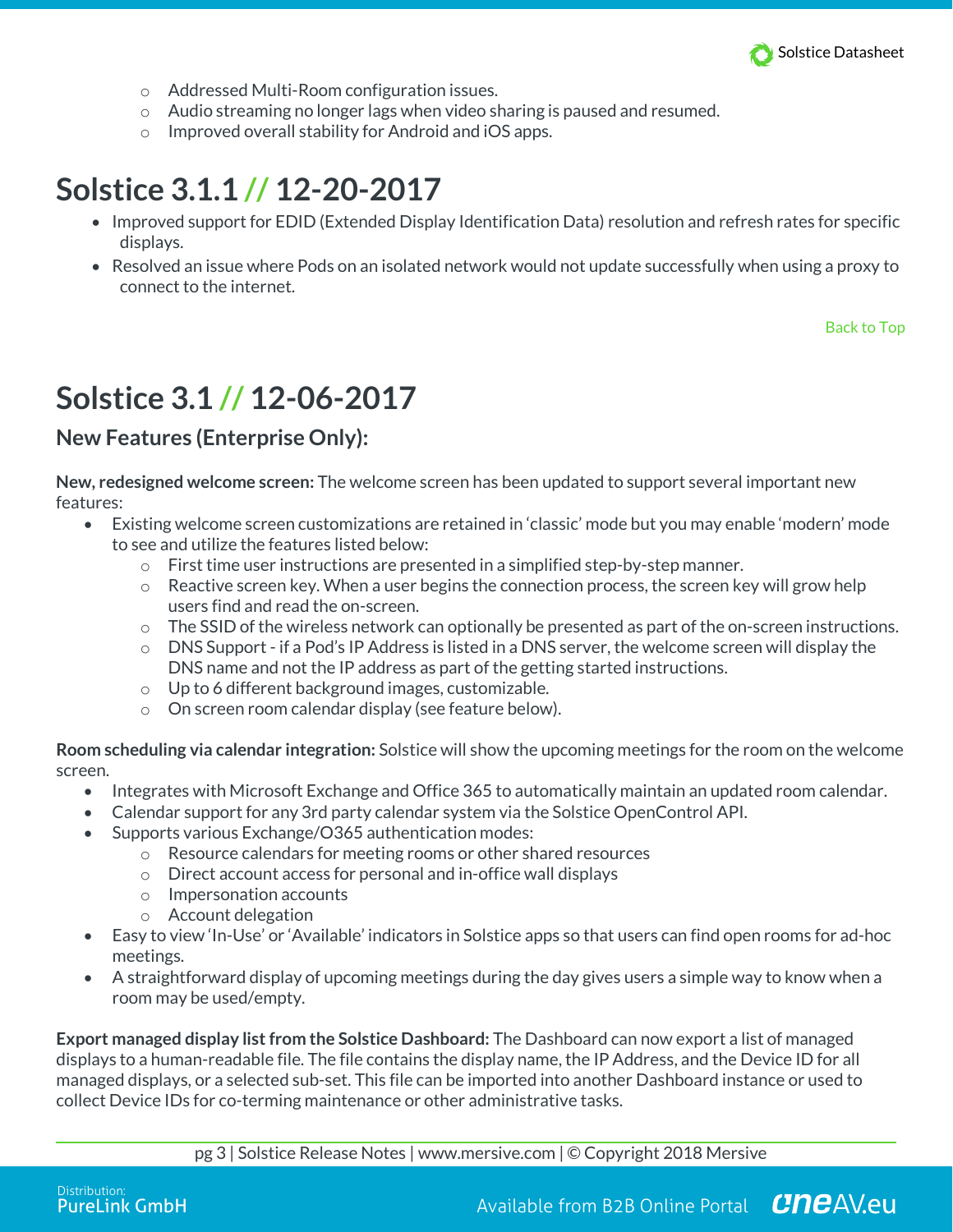- Addressed Multi-Room configuration issues.
- Audio streaming no longer lags when video sharing is paused and resumed.
- Improved overall stability for Android and iOS apps.

# Solstice 3.1.1 // 12-20-2017

- Improved support for EDID (Extended Display Identification Data) resolution and refresh rates for specific displays.
- Resolved an issue where Pods on an isolated network would not update successfully when using a proxy to connect to the internet.

Back to Top

# Solstice 3.1 // 12-06-2017

## New Features (Enterprise Only):

**New, redesigned welcome screen:** The welcome screen has been updated to support several important new features:

- Existing welcome screen customizations are retained in 'classic' mode but you may enable 'modern' mode to see and utilize the features listed below:
  - First time user instructions are presented in a simplified step-by-step manner.
  - Reactive screen key. When a user begins the connection process, the screen key will grow help users find and read the on-screen.
  - The SSID of the wireless network can optionally be presented as part of the on-screen instructions.
  - DNS Support - if a Pod's IP Address is listed in a DNS server, the welcome screen will display the DNS name and not the IP address as part of the getting started instructions.
  - Up to 6 different background images, customizable.
  - On screen room calendar display (see feature below).

**Room scheduling via calendar integration:** Solstice will show the upcoming meetings for the room on the welcome screen.

- Integrates with Microsoft Exchange and Office 365 to automatically maintain an updated room calendar.
- Calendar support for any 3rd party calendar system via the Solstice OpenControl API.
- Supports various Exchange/O365 authentication modes:
  - Resource calendars for meeting rooms or other shared resources
  - Direct account access for personal and in-office wall displays
  - Impersonation accounts
  - Account delegation
- Easy to view 'In-Use' or 'Available' indicators in Solstice apps so that users can find open rooms for ad-hoc meetings.
- A straightforward display of upcoming meetings during the day gives users a simple way to know when a room may be used/empty.

**Export managed display list from the Solstice Dashboard:** The Dashboard can now export a list of managed displays to a human-readable file. The file contains the display name, the IP Address, and the Device ID for all managed displays, or a selected sub-set. This file can be imported into another Dashboard instance or used to collect Device IDs for co-terming maintenance or other administrative tasks.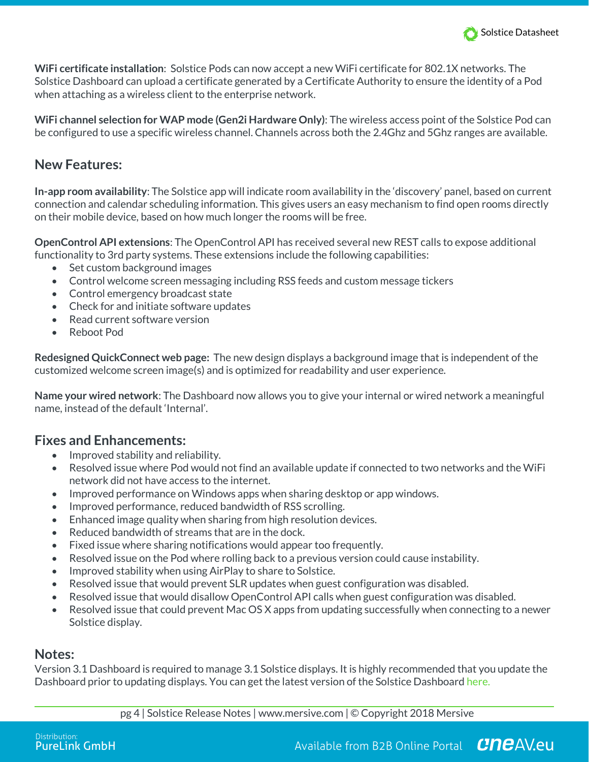**WiFi certificate installation**: Solstice Pods can now accept a new WiFi certificate for 802.1X networks. The Solstice Dashboard can upload a certificate generated by a Certificate Authority to ensure the identity of a Pod when attaching as a wireless client to the enterprise network.

**WiFi channel selection for WAP mode (Gen2i Hardware Only)**: The wireless access point of the Solstice Pod can be configured to use a specific wireless channel. Channels across both the 2.4Ghz and 5Ghz ranges are available.

## New Features:

**In-app room availability**: The Solstice app will indicate room availability in the 'discovery' panel, based on current connection and calendar scheduling information. This gives users an easy mechanism to find open rooms directly on their mobile device, based on how much longer the rooms will be free.

**OpenControl API extensions**: The OpenControl API has received several new REST calls to expose additional functionality to 3rd party systems. These extensions include the following capabilities:

- Set custom background images
- Control welcome screen messaging including RSS feeds and custom message tickers
- Control emergency broadcast state
- Check for and initiate software updates
- Read current software version
- Reboot Pod

**Redesigned QuickConnect web page:** The new design displays a background image that is independent of the customized welcome screen image(s) and is optimized for readability and user experience.

**Name your wired network**: The Dashboard now allows you to give your internal or wired network a meaningful name, instead of the default 'Internal'.

## Fixes and Enhancements:

- Improved stability and reliability.
- Resolved issue where Pod would not find an available update if connected to two networks and the WiFi network did not have access to the internet.
- Improved performance on Windows apps when sharing desktop or app windows.
- Improved performance, reduced bandwidth of RSS scrolling.
- Enhanced image quality when sharing from high resolution devices.
- Reduced bandwidth of streams that are in the dock.
- Fixed issue where sharing notifications would appear too frequently.
- Resolved issue on the Pod where rolling back to a previous version could cause instability.
- Improved stability when using AirPlay to share to Solstice.
- Resolved issue that would prevent SLR updates when guest configuration was disabled.
- Resolved issue that would disallow OpenControl API calls when guest configuration was disabled.
- Resolved issue that could prevent Mac OS X apps from updating successfully when connecting to a newer Solstice display.

## Notes:

Version 3.1 Dashboard is required to manage 3.1 Solstice displays. It is highly recommended that you update the Dashboard prior to updating displays. You can get the latest version of the Solstice Dashboard here.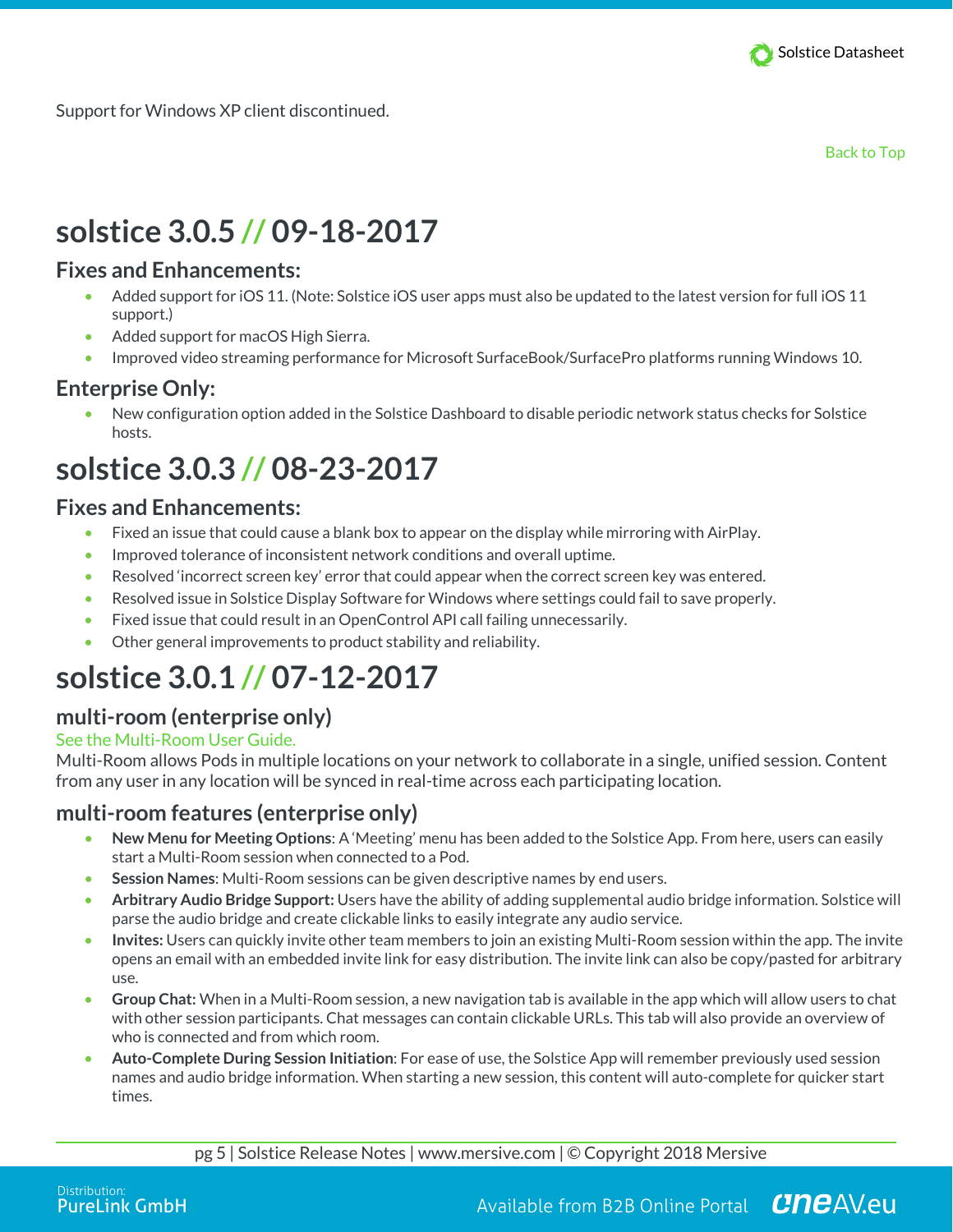Support for Windows XP client discontinued.

Back to Top

# solstice 3.0.5 // 09-18-2017

## Fixes and Enhancements:

- Added support for iOS 11. (Note: Solstice iOS user apps must also be updated to the latest version for full iOS 11 support.)
- Added support for macOS High Sierra.
- Improved video streaming performance for Microsoft SurfaceBook/SurfacePro platforms running Windows 10.

## Enterprise Only:

- New configuration option added in the Solstice Dashboard to disable periodic network status checks for Solstice hosts.

# solstice 3.0.3 // 08-23-2017

## Fixes and Enhancements:

- Fixed an issue that could cause a blank box to appear on the display while mirroring with AirPlay.
- Improved tolerance of inconsistent network conditions and overall uptime.
- Resolved 'incorrect screen key' error that could appear when the correct screen key was entered.
- Resolved issue in Solstice Display Software for Windows where settings could fail to save properly.
- Fixed issue that could result in an OpenControl API call failing unnecessarily.
- Other general improvements to product stability and reliability.

# solstice 3.0.1 // 07-12-2017

## multi-room (enterprise only)

See the Multi-Room User Guide.

Multi-Room allows Pods in multiple locations on your network to collaborate in a single, unified session. Content from any user in any location will be synced in real-time across each participating location.

## multi-room features (enterprise only)

- **New Menu for Meeting Options**: A 'Meeting' menu has been added to the Solstice App. From here, users can easily start a Multi-Room session when connected to a Pod.
- **Session Names**: Multi-Room sessions can be given descriptive names by end users.
- **Arbitrary Audio Bridge Support:** Users have the ability of adding supplemental audio bridge information. Solstice will parse the audio bridge and create clickable links to easily integrate any audio service.
- **Invites:** Users can quickly invite other team members to join an existing Multi-Room session within the app. The invite opens an email with an embedded invite link for easy distribution. The invite link can also be copy/pasted for arbitrary use.
- **Group Chat:** When in a Multi-Room session, a new navigation tab is available in the app which will allow users to chat with other session participants. Chat messages can contain clickable URLs. This tab will also provide an overview of who is connected and from which room.
- **Auto-Complete During Session Initiation**: For ease of use, the Solstice App will remember previously used session names and audio bridge information. When starting a new session, this content will auto-complete for quicker start times.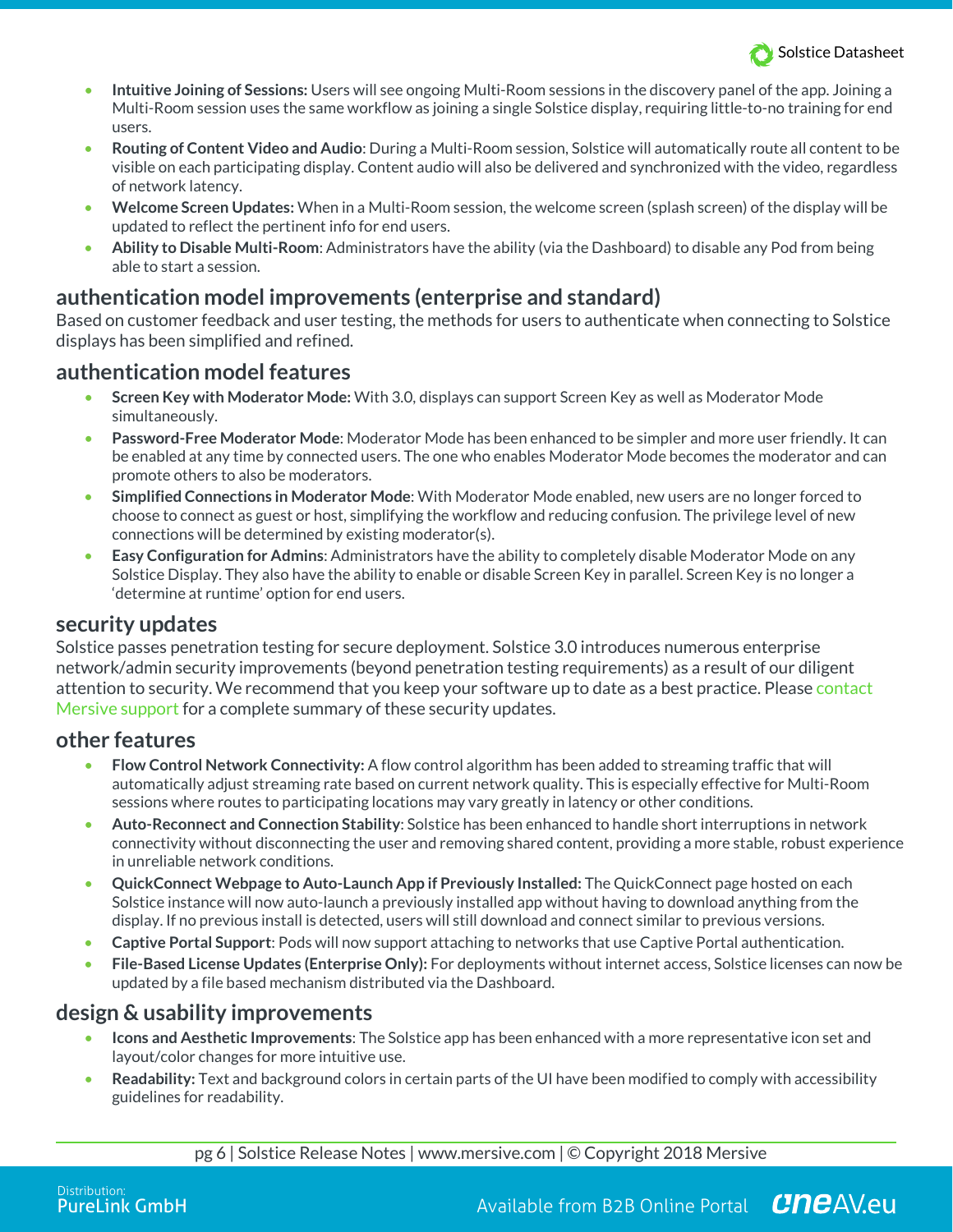- **Intuitive Joining of Sessions:** Users will see ongoing Multi-Room sessions in the discovery panel of the app. Joining a Multi-Room session uses the same workflow as joining a single Solstice display, requiring little-to-no training for end users.
- **Routing of Content Video and Audio**: During a Multi-Room session, Solstice will automatically route all content to be visible on each participating display. Content audio will also be delivered and synchronized with the video, regardless of network latency.
- **Welcome Screen Updates:** When in a Multi-Room session, the welcome screen (splash screen) of the display will be updated to reflect the pertinent info for end users.
- **Ability to Disable Multi-Room**: Administrators have the ability (via the Dashboard) to disable any Pod from being able to start a session.

## authentication model improvements (enterprise and standard)

Based on customer feedback and user testing, the methods for users to authenticate when connecting to Solstice displays has been simplified and refined.

## authentication model features

- **Screen Key with Moderator Mode:** With 3.0, displays can support Screen Key as well as Moderator Mode simultaneously.
- **Password-Free Moderator Mode**: Moderator Mode has been enhanced to be simpler and more user friendly. It can be enabled at any time by connected users. The one who enables Moderator Mode becomes the moderator and can promote others to also be moderators.
- **Simplified Connections in Moderator Mode**: With Moderator Mode enabled, new users are no longer forced to choose to connect as guest or host, simplifying the workflow and reducing confusion. The privilege level of new connections will be determined by existing moderator(s).
- **Easy Configuration for Admins**: Administrators have the ability to completely disable Moderator Mode on any Solstice Display. They also have the ability to enable or disable Screen Key in parallel. Screen Key is no longer a 'determine at runtime' option for end users.

## security updates

Solstice passes penetration testing for secure deployment. Solstice 3.0 introduces numerous enterprise network/admin security improvements (beyond penetration testing requirements) as a result of our diligent attention to security. We recommend that you keep your software up to date as a best practice. Please contact Mersive support for a complete summary of these security updates.

## other features

- **Flow Control Network Connectivity:** A flow control algorithm has been added to streaming traffic that will automatically adjust streaming rate based on current network quality. This is especially effective for Multi-Room sessions where routes to participating locations may vary greatly in latency or other conditions.
- **Auto-Reconnect and Connection Stability**: Solstice has been enhanced to handle short interruptions in network connectivity without disconnecting the user and removing shared content, providing a more stable, robust experience in unreliable network conditions.
- **QuickConnect Webpage to Auto-Launch App if Previously Installed:** The QuickConnect page hosted on each Solstice instance will now auto-launch a previously installed app without having to download anything from the display. If no previous install is detected, users will still download and connect similar to previous versions.
- **Captive Portal Support**: Pods will now support attaching to networks that use Captive Portal authentication.
- **File-Based License Updates (Enterprise Only):** For deployments without internet access, Solstice licenses can now be updated by a file based mechanism distributed via the Dashboard.

## design & usability improvements

- **Icons and Aesthetic Improvements**: The Solstice app has been enhanced with a more representative icon set and layout/color changes for more intuitive use.
- **Readability:** Text and background colors in certain parts of the UI have been modified to comply with accessibility guidelines for readability.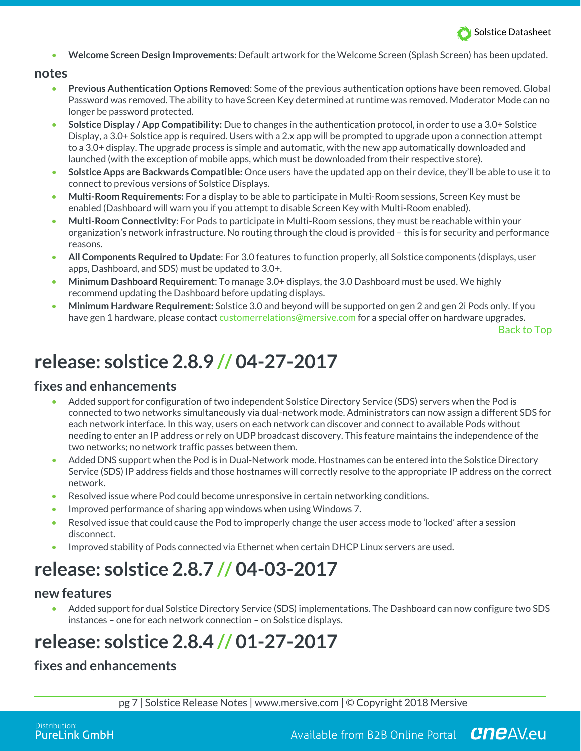- **Welcome Screen Design Improvements**: Default artwork for the Welcome Screen (Splash Screen) has been updated.

### notes

- **Previous Authentication Options Removed**: Some of the previous authentication options have been removed. Global Password was removed. The ability to have Screen Key determined at runtime was removed. Moderator Mode can no longer be password protected.
- **Solstice Display / App Compatibility:** Due to changes in the authentication protocol, in order to use a 3.0+ Solstice Display, a 3.0+ Solstice app is required. Users with a 2.x app will be prompted to upgrade upon a connection attempt to a 3.0+ display. The upgrade process is simple and automatic, with the new app automatically downloaded and launched (with the exception of mobile apps, which must be downloaded from their respective store).
- **Solstice Apps are Backwards Compatible:** Once users have the updated app on their device, they'll be able to use it to connect to previous versions of Solstice Displays.
- **Multi-Room Requirements:** For a display to be able to participate in Multi-Room sessions, Screen Key must be enabled (Dashboard will warn you if you attempt to disable Screen Key with Multi-Room enabled).
- **Multi-Room Connectivity**: For Pods to participate in Multi-Room sessions, they must be reachable within your organization's network infrastructure. No routing through the cloud is provided – this is for security and performance reasons.
- **All Components Required to Update**: For 3.0 features to function properly, all Solstice components (displays, user apps, Dashboard, and SDS) must be updated to 3.0+.
- **Minimum Dashboard Requirement**: To manage 3.0+ displays, the 3.0 Dashboard must be used. We highly recommend updating the Dashboard before updating displays.
- **Minimum Hardware Requirement:** Solstice 3.0 and beyond will be supported on gen 2 and gen 2i Pods only. If you have gen 1 hardware, please contact customerrelations@mersive.com for a special offer on hardware upgrades.

Back to Top

# release: solstice 2.8.9 // 04-27-2017

### fixes and enhancements

- Added support for configuration of two independent Solstice Directory Service (SDS) servers when the Pod is connected to two networks simultaneously via dual-network mode. Administrators can now assign a different SDS for each network interface. In this way, users on each network can discover and connect to available Pods without needing to enter an IP address or rely on UDP broadcast discovery. This feature maintains the independence of the two networks; no network traffic passes between them.
- Added DNS support when the Pod is in Dual-Network mode. Hostnames can be entered into the Solstice Directory Service (SDS) IP address fields and those hostnames will correctly resolve to the appropriate IP address on the correct network.
- Resolved issue where Pod could become unresponsive in certain networking conditions.
- Improved performance of sharing app windows when using Windows 7.
- Resolved issue that could cause the Pod to improperly change the user access mode to 'locked' after a session disconnect.
- Improved stability of Pods connected via Ethernet when certain DHCP Linux servers are used.

# release: solstice 2.8.7 // 04-03-2017

### new features

- Added support for dual Solstice Directory Service (SDS) implementations. The Dashboard can now configure two SDS instances – one for each network connection – on Solstice displays.

# release: solstice 2.8.4 // 01-27-2017

### fixes and enhancements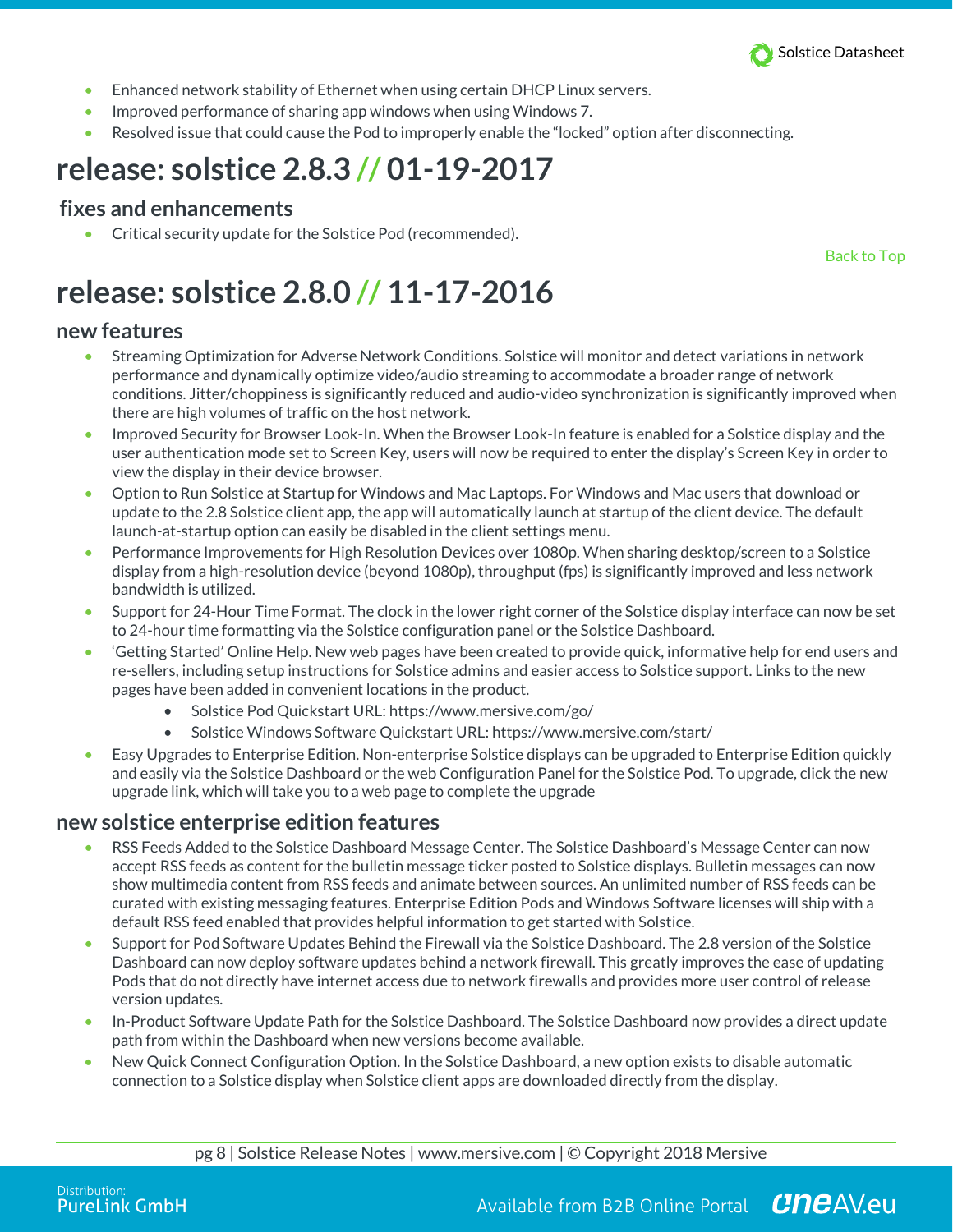- Enhanced network stability of Ethernet when using certain DHCP Linux servers.
- Improved performance of sharing app windows when using Windows 7.
- Resolved issue that could cause the Pod to improperly enable the "locked" option after disconnecting.

# release: solstice 2.8.3 // 01-19-2017

## fixes and enhancements

- Critical security update for the Solstice Pod (recommended).

Back to Top

# release: solstice 2.8.0 // 11-17-2016

## new features

- Streaming Optimization for Adverse Network Conditions. Solstice will monitor and detect variations in network performance and dynamically optimize video/audio streaming to accommodate a broader range of network conditions. Jitter/choppiness is significantly reduced and audio-video synchronization is significantly improved when there are high volumes of traffic on the host network.
- Improved Security for Browser Look-In. When the Browser Look-In feature is enabled for a Solstice display and the user authentication mode set to Screen Key, users will now be required to enter the display's Screen Key in order to view the display in their device browser.
- Option to Run Solstice at Startup for Windows and Mac Laptops. For Windows and Mac users that download or update to the 2.8 Solstice client app, the app will automatically launch at startup of the client device. The default launch-at-startup option can easily be disabled in the client settings menu.
- Performance Improvements for High Resolution Devices over 1080p. When sharing desktop/screen to a Solstice display from a high-resolution device (beyond 1080p), throughput (fps) is significantly improved and less network bandwidth is utilized.
- Support for 24-Hour Time Format. The clock in the lower right corner of the Solstice display interface can now be set to 24-hour time formatting via the Solstice configuration panel or the Solstice Dashboard.
- 'Getting Started' Online Help. New web pages have been created to provide quick, informative help for end users and re-sellers, including setup instructions for Solstice admins and easier access to Solstice support. Links to the new pages have been added in convenient locations in the product.
  - Solstice Pod Quickstart URL: https://www.mersive.com/go/
  - Solstice Windows Software Quickstart URL: https://www.mersive.com/start/
- Easy Upgrades to Enterprise Edition. Non-enterprise Solstice displays can be upgraded to Enterprise Edition quickly and easily via the Solstice Dashboard or the web Configuration Panel for the Solstice Pod. To upgrade, click the new upgrade link, which will take you to a web page to complete the upgrade

## new solstice enterprise edition features

- RSS Feeds Added to the Solstice Dashboard Message Center. The Solstice Dashboard's Message Center can now accept RSS feeds as content for the bulletin message ticker posted to Solstice displays. Bulletin messages can now show multimedia content from RSS feeds and animate between sources. An unlimited number of RSS feeds can be curated with existing messaging features. Enterprise Edition Pods and Windows Software licenses will ship with a default RSS feed enabled that provides helpful information to get started with Solstice.
- Support for Pod Software Updates Behind the Firewall via the Solstice Dashboard. The 2.8 version of the Solstice Dashboard can now deploy software updates behind a network firewall. This greatly improves the ease of updating Pods that do not directly have internet access due to network firewalls and provides more user control of release version updates.
- In-Product Software Update Path for the Solstice Dashboard. The Solstice Dashboard now provides a direct update path from within the Dashboard when new versions become available.
- New Quick Connect Configuration Option. In the Solstice Dashboard, a new option exists to disable automatic connection to a Solstice display when Solstice client apps are downloaded directly from the display.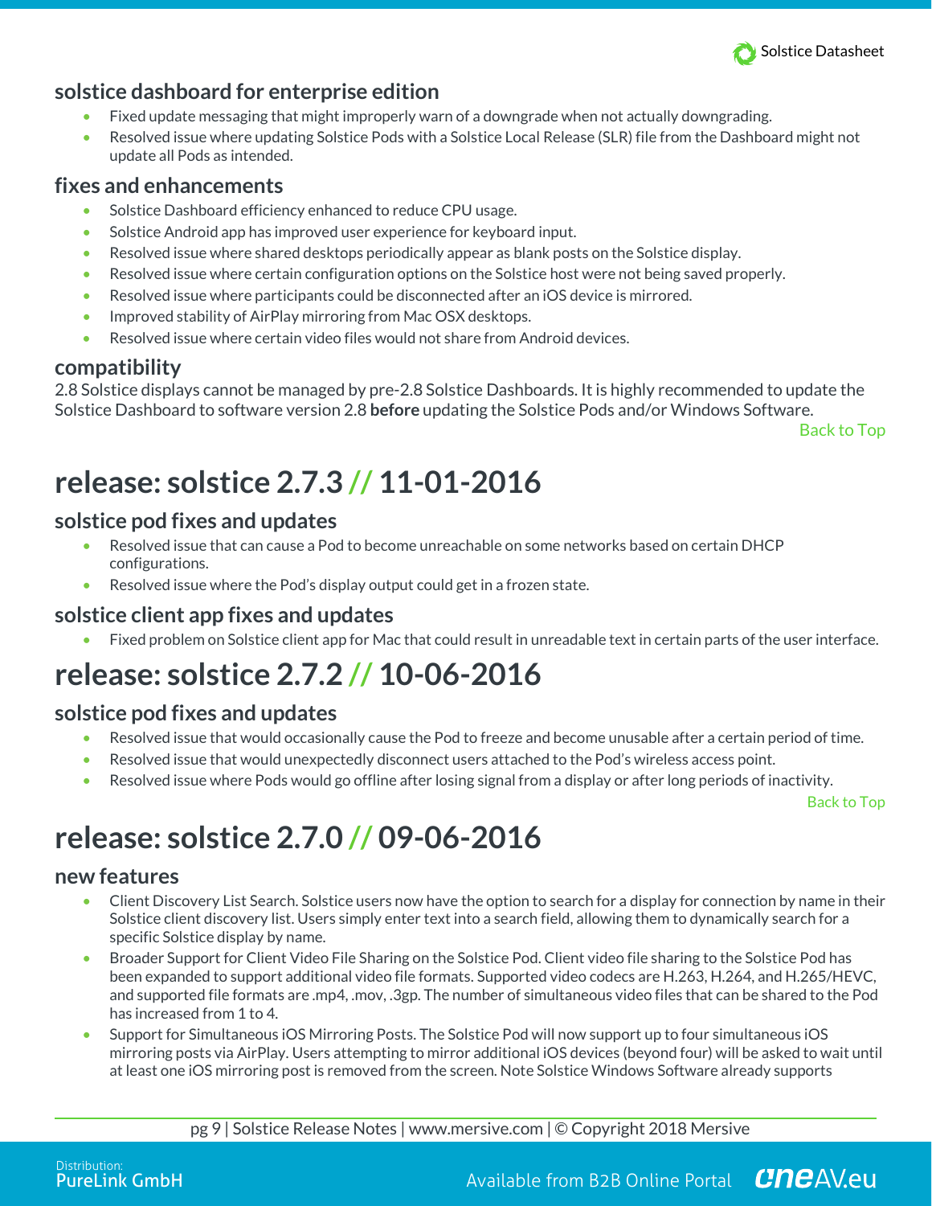### solstice dashboard for enterprise edition

- Fixed update messaging that might improperly warn of a downgrade when not actually downgrading.
- Resolved issue where updating Solstice Pods with a Solstice Local Release (SLR) file from the Dashboard might not update all Pods as intended.

### fixes and enhancements

- Solstice Dashboard efficiency enhanced to reduce CPU usage.
- Solstice Android app has improved user experience for keyboard input.
- Resolved issue where shared desktops periodically appear as blank posts on the Solstice display.
- Resolved issue where certain configuration options on the Solstice host were not being saved properly.
- Resolved issue where participants could be disconnected after an iOS device is mirrored.
- Improved stability of AirPlay mirroring from Mac OSX desktops.
- Resolved issue where certain video files would not share from Android devices.

### compatibility

2.8 Solstice displays cannot be managed by pre-2.8 Solstice Dashboards. It is highly recommended to update the Solstice Dashboard to software version 2.8 **before** updating the Solstice Pods and/or Windows Software.

Back to Top

## release: solstice 2.7.3 // 11-01-2016

### solstice pod fixes and updates

- Resolved issue that can cause a Pod to become unreachable on some networks based on certain DHCP configurations.
- Resolved issue where the Pod's display output could get in a frozen state.

### solstice client app fixes and updates

- Fixed problem on Solstice client app for Mac that could result in unreadable text in certain parts of the user interface.

## release: solstice 2.7.2 // 10-06-2016

### solstice pod fixes and updates

- Resolved issue that would occasionally cause the Pod to freeze and become unusable after a certain period of time.
- Resolved issue that would unexpectedly disconnect users attached to the Pod's wireless access point.
- Resolved issue where Pods would go offline after losing signal from a display or after long periods of inactivity.

Back to Top

## release: solstice 2.7.0 // 09-06-2016

### new features

- Client Discovery List Search. Solstice users now have the option to search for a display for connection by name in their Solstice client discovery list. Users simply enter text into a search field, allowing them to dynamically search for a specific Solstice display by name.
- Broader Support for Client Video File Sharing on the Solstice Pod. Client video file sharing to the Solstice Pod has been expanded to support additional video file formats. Supported video codecs are H.263, H.264, and H.265/HEVC, and supported file formats are .mp4, .mov, .3gp. The number of simultaneous video files that can be shared to the Pod has increased from 1 to 4.
- Support for Simultaneous iOS Mirroring Posts. The Solstice Pod will now support up to four simultaneous iOS mirroring posts via AirPlay. Users attempting to mirror additional iOS devices (beyond four) will be asked to wait until at least one iOS mirroring post is removed from the screen. Note Solstice Windows Software already supports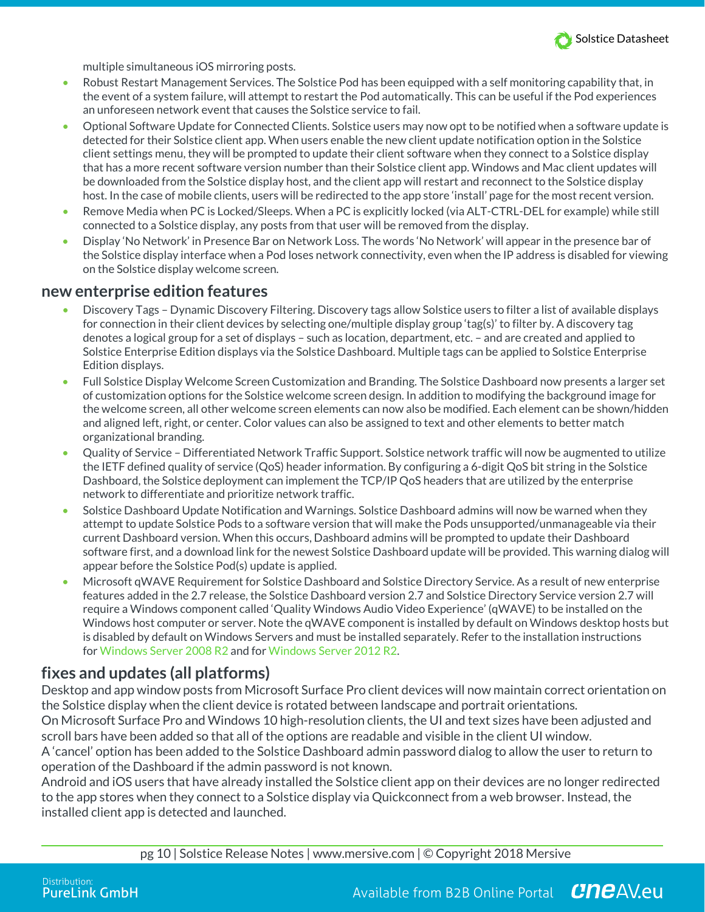multiple simultaneous iOS mirroring posts.

- Robust Restart Management Services. The Solstice Pod has been equipped with a self monitoring capability that, in the event of a system failure, will attempt to restart the Pod automatically. This can be useful if the Pod experiences an unforeseen network event that causes the Solstice service to fail.
- Optional Software Update for Connected Clients. Solstice users may now opt to be notified when a software update is detected for their Solstice client app. When users enable the new client update notification option in the Solstice client settings menu, they will be prompted to update their client software when they connect to a Solstice display that has a more recent software version number than their Solstice client app. Windows and Mac client updates will be downloaded from the Solstice display host, and the client app will restart and reconnect to the Solstice display host. In the case of mobile clients, users will be redirected to the app store 'install' page for the most recent version.
- Remove Media when PC is Locked/Sleeps. When a PC is explicitly locked (via ALT-CTRL-DEL for example) while still connected to a Solstice display, any posts from that user will be removed from the display.
- Display 'No Network' in Presence Bar on Network Loss. The words 'No Network' will appear in the presence bar of the Solstice display interface when a Pod loses network connectivity, even when the IP address is disabled for viewing on the Solstice display welcome screen.

## new enterprise edition features

- Discovery Tags – Dynamic Discovery Filtering. Discovery tags allow Solstice users to filter a list of available displays for connection in their client devices by selecting one/multiple display group 'tag(s)' to filter by. A discovery tag denotes a logical group for a set of displays – such as location, department, etc. – and are created and applied to Solstice Enterprise Edition displays via the Solstice Dashboard. Multiple tags can be applied to Solstice Enterprise Edition displays.
- Full Solstice Display Welcome Screen Customization and Branding. The Solstice Dashboard now presents a larger set of customization options for the Solstice welcome screen design. In addition to modifying the background image for the welcome screen, all other welcome screen elements can now also be modified. Each element can be shown/hidden and aligned left, right, or center. Color values can also be assigned to text and other elements to better match organizational branding.
- Quality of Service – Differentiated Network Traffic Support. Solstice network traffic will now be augmented to utilize the IETF defined quality of service (QoS) header information. By configuring a 6-digit QoS bit string in the Solstice Dashboard, the Solstice deployment can implement the TCP/IP QoS headers that are utilized by the enterprise network to differentiate and prioritize network traffic.
- Solstice Dashboard Update Notification and Warnings. Solstice Dashboard admins will now be warned when they attempt to update Solstice Pods to a software version that will make the Pods unsupported/unmanageable via their current Dashboard version. When this occurs, Dashboard admins will be prompted to update their Dashboard software first, and a download link for the newest Solstice Dashboard update will be provided. This warning dialog will appear before the Solstice Pod(s) update is applied.
- Microsoft qWAVE Requirement for Solstice Dashboard and Solstice Directory Service. As a result of new enterprise features added in the 2.7 release, the Solstice Dashboard version 2.7 and Solstice Directory Service version 2.7 will require a Windows component called 'Quality Windows Audio Video Experience' (qWAVE) to be installed on the Windows host computer or server. Note the qWAVE component is installed by default on Windows desktop hosts but is disabled by default on Windows Servers and must be installed separately. Refer to the installation instructions for Windows Server 2008 R2 and for Windows Server 2012 R2.

## fixes and updates (all platforms)

Desktop and app window posts from Microsoft Surface Pro client devices will now maintain correct orientation on the Solstice display when the client device is rotated between landscape and portrait orientations.

On Microsoft Surface Pro and Windows 10 high-resolution clients, the UI and text sizes have been adjusted and scroll bars have been added so that all of the options are readable and visible in the client UI window.

A 'cancel' option has been added to the Solstice Dashboard admin password dialog to allow the user to return to operation of the Dashboard if the admin password is not known.

Android and iOS users that have already installed the Solstice client app on their devices are no longer redirected to the app stores when they connect to a Solstice display via Quickconnect from a web browser. Instead, the installed client app is detected and launched.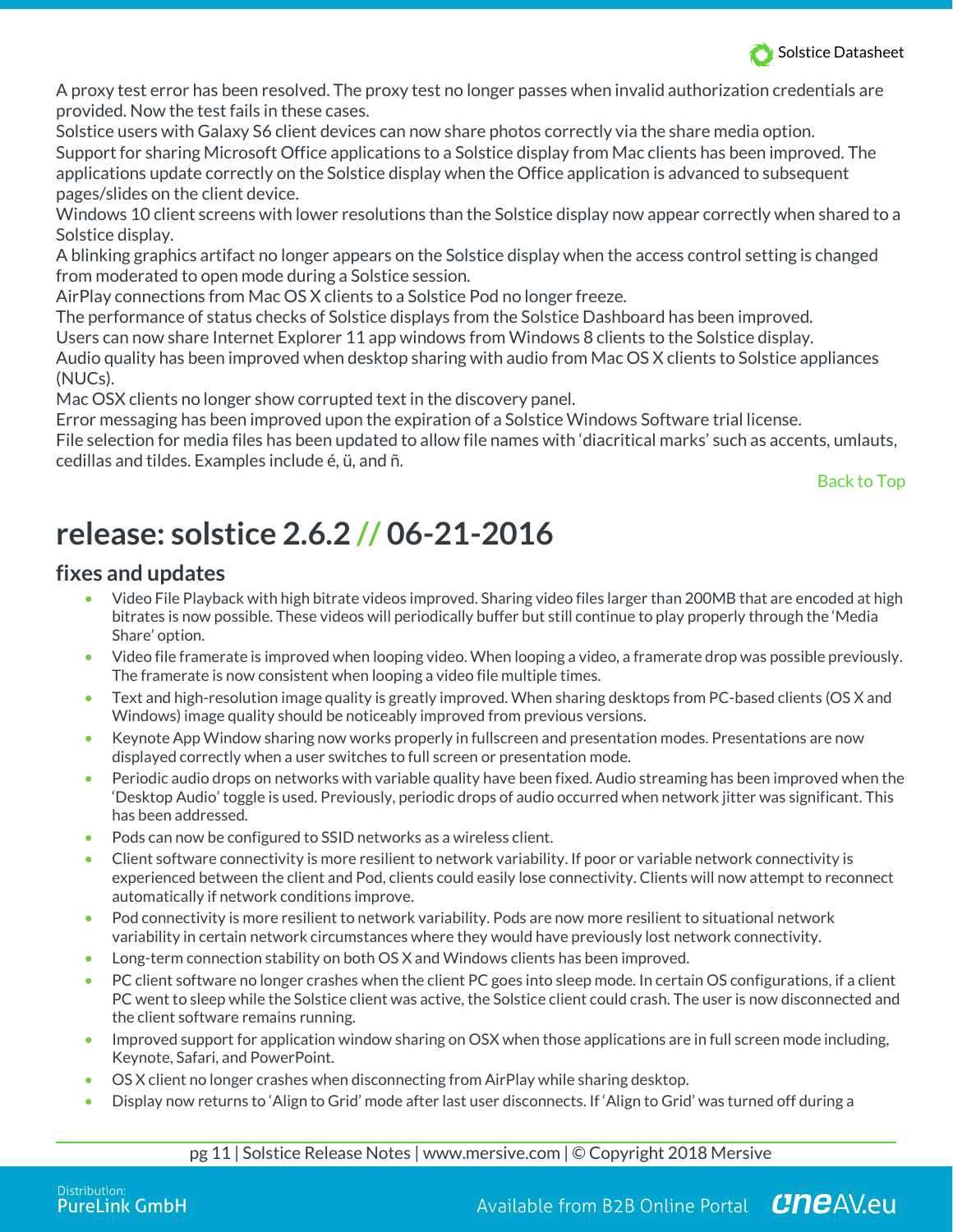A proxy test error has been resolved. The proxy test no longer passes when invalid authorization credentials are provided. Now the test fails in these cases.
Solstice users with Galaxy S6 client devices can now share photos correctly via the share media option.
Support for sharing Microsoft Office applications to a Solstice display from Mac clients has been improved. The applications update correctly on the Solstice display when the Office application is advanced to subsequent pages/slides on the client device.
Windows 10 client screens with lower resolutions than the Solstice display now appear correctly when shared to a Solstice display.
A blinking graphics artifact no longer appears on the Solstice display when the access control setting is changed from moderated to open mode during a Solstice session.
AirPlay connections from Mac OS X clients to a Solstice Pod no longer freeze.
The performance of status checks of Solstice displays from the Solstice Dashboard has been improved.
Users can now share Internet Explorer 11 app windows from Windows 8 clients to the Solstice display.
Audio quality has been improved when desktop sharing with audio from Mac OS X clients to Solstice appliances (NUCs).
Mac OSX clients no longer show corrupted text in the discovery panel.
Error messaging has been improved upon the expiration of a Solstice Windows Software trial license.
File selection for media files has been updated to allow file names with 'diacritical marks' such as accents, umlauts, cedillas and tildes. Examples include é, ü, and ñ.

Back to Top

# release: solstice 2.6.2 // 06-21-2016

## fixes and updates

- Video File Playback with high bitrate videos improved. Sharing video files larger than 200MB that are encoded at high bitrates is now possible. These videos will periodically buffer but still continue to play properly through the 'Media Share' option.
- Video file framerate is improved when looping video. When looping a video, a framerate drop was possible previously. The framerate is now consistent when looping a video file multiple times.
- Text and high-resolution image quality is greatly improved. When sharing desktops from PC-based clients (OS X and Windows) image quality should be noticeably improved from previous versions.
- Keynote App Window sharing now works properly in fullscreen and presentation modes. Presentations are now displayed correctly when a user switches to full screen or presentation mode.
- Periodic audio drops on networks with variable quality have been fixed. Audio streaming has been improved when the 'Desktop Audio' toggle is used. Previously, periodic drops of audio occurred when network jitter was significant. This has been addressed.
- Pods can now be configured to SSID networks as a wireless client.
- Client software connectivity is more resilient to network variability. If poor or variable network connectivity is experienced between the client and Pod, clients could easily lose connectivity. Clients will now attempt to reconnect automatically if network conditions improve.
- Pod connectivity is more resilient to network variability. Pods are now more resilient to situational network variability in certain network circumstances where they would have previously lost network connectivity.
- Long-term connection stability on both OS X and Windows clients has been improved.
- PC client software no longer crashes when the client PC goes into sleep mode. In certain OS configurations, if a client PC went to sleep while the Solstice client was active, the Solstice client could crash. The user is now disconnected and the client software remains running.
- Improved support for application window sharing on OSX when those applications are in full screen mode including, Keynote, Safari, and PowerPoint.
- OS X client no longer crashes when disconnecting from AirPlay while sharing desktop.
- Display now returns to 'Align to Grid' mode after last user disconnects. If 'Align to Grid' was turned off during a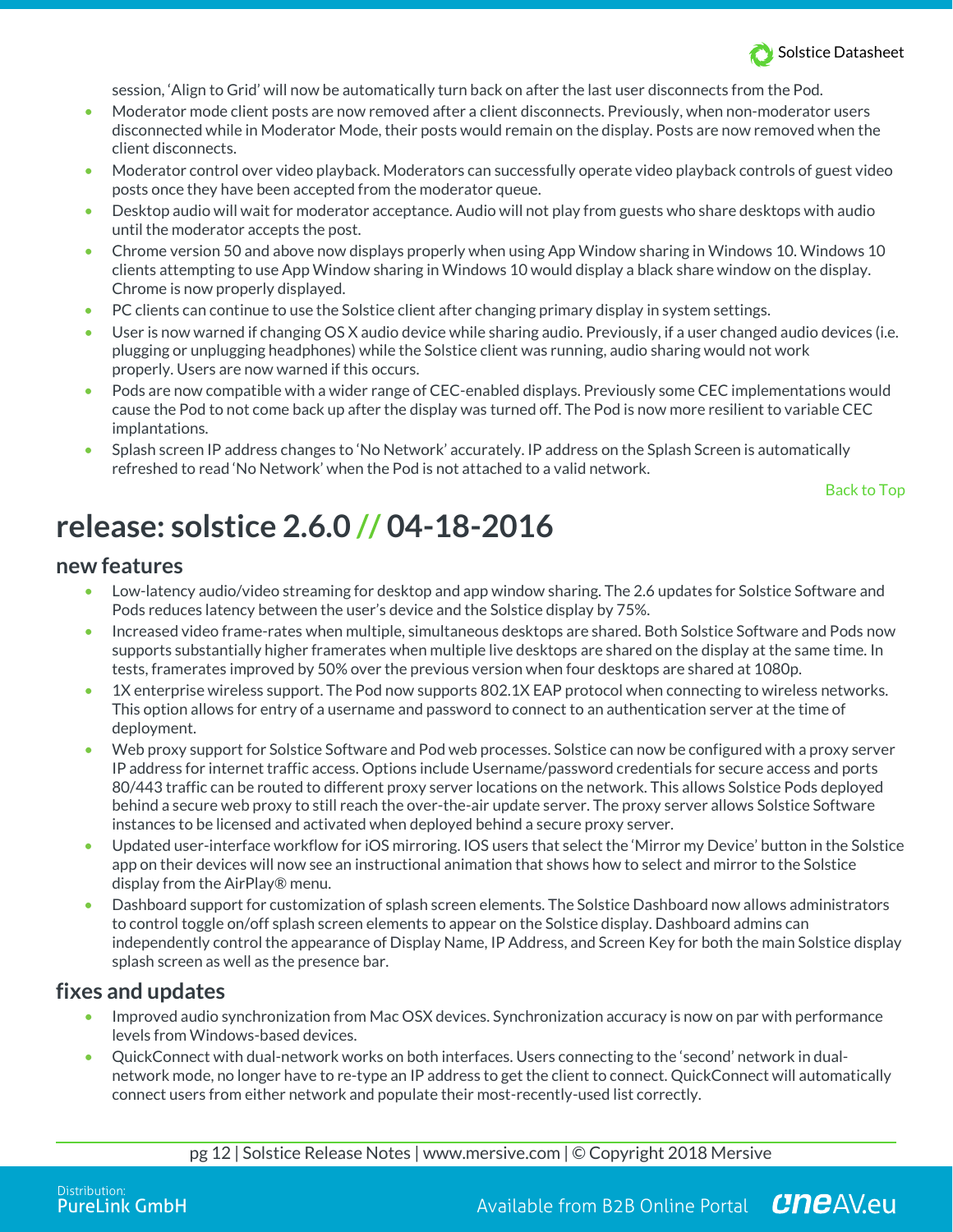session, 'Align to Grid' will now be automatically turn back on after the last user disconnects from the Pod.

- Moderator mode client posts are now removed after a client disconnects. Previously, when non-moderator users disconnected while in Moderator Mode, their posts would remain on the display. Posts are now removed when the client disconnects.
- Moderator control over video playback. Moderators can successfully operate video playback controls of guest video posts once they have been accepted from the moderator queue.
- Desktop audio will wait for moderator acceptance. Audio will not play from guests who share desktops with audio until the moderator accepts the post.
- Chrome version 50 and above now displays properly when using App Window sharing in Windows 10. Windows 10 clients attempting to use App Window sharing in Windows 10 would display a black share window on the display. Chrome is now properly displayed.
- PC clients can continue to use the Solstice client after changing primary display in system settings.
- User is now warned if changing OS X audio device while sharing audio. Previously, if a user changed audio devices (i.e. plugging or unplugging headphones) while the Solstice client was running, audio sharing would not work properly. Users are now warned if this occurs.
- Pods are now compatible with a wider range of CEC-enabled displays. Previously some CEC implementations would cause the Pod to not come back up after the display was turned off. The Pod is now more resilient to variable CEC implantations.
- Splash screen IP address changes to 'No Network' accurately. IP address on the Splash Screen is automatically refreshed to read 'No Network' when the Pod is not attached to a valid network.

Back to Top

# release: solstice 2.6.0 // 04-18-2016

## new features

- Low-latency audio/video streaming for desktop and app window sharing. The 2.6 updates for Solstice Software and Pods reduces latency between the user's device and the Solstice display by 75%.
- Increased video frame-rates when multiple, simultaneous desktops are shared. Both Solstice Software and Pods now supports substantially higher framerates when multiple live desktops are shared on the display at the same time. In tests, framerates improved by 50% over the previous version when four desktops are shared at 1080p.
- 1X enterprise wireless support. The Pod now supports 802.1X EAP protocol when connecting to wireless networks. This option allows for entry of a username and password to connect to an authentication server at the time of deployment.
- Web proxy support for Solstice Software and Pod web processes. Solstice can now be configured with a proxy server IP address for internet traffic access. Options include Username/password credentials for secure access and ports 80/443 traffic can be routed to different proxy server locations on the network. This allows Solstice Pods deployed behind a secure web proxy to still reach the over-the-air update server. The proxy server allows Solstice Software instances to be licensed and activated when deployed behind a secure proxy server.
- Updated user-interface workflow for iOS mirroring. IOS users that select the 'Mirror my Device' button in the Solstice app on their devices will now see an instructional animation that shows how to select and mirror to the Solstice display from the AirPlay® menu.
- Dashboard support for customization of splash screen elements. The Solstice Dashboard now allows administrators to control toggle on/off splash screen elements to appear on the Solstice display. Dashboard admins can independently control the appearance of Display Name, IP Address, and Screen Key for both the main Solstice display splash screen as well as the presence bar.

## fixes and updates

- Improved audio synchronization from Mac OSX devices. Synchronization accuracy is now on par with performance levels from Windows-based devices.
- QuickConnect with dual-network works on both interfaces. Users connecting to the 'second' network in dual-network mode, no longer have to re-type an IP address to get the client to connect. QuickConnect will automatically connect users from either network and populate their most-recently-used list correctly.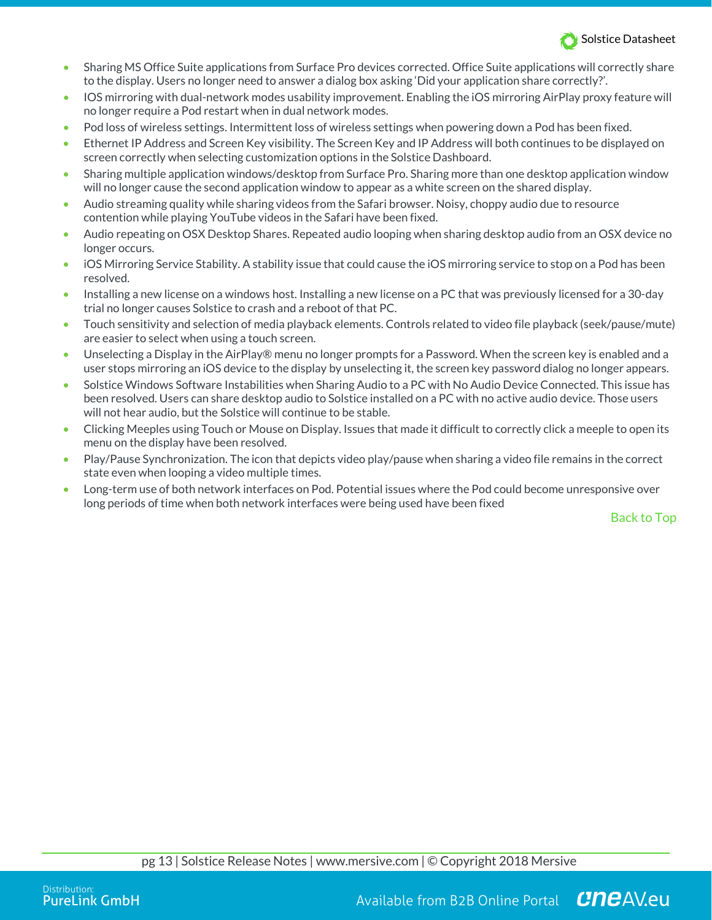- Sharing MS Office Suite applications from Surface Pro devices corrected. Office Suite applications will correctly share to the display. Users no longer need to answer a dialog box asking 'Did your application share correctly?'.
- IOS mirroring with dual-network modes usability improvement. Enabling the iOS mirroring AirPlay proxy feature will no longer require a Pod restart when in dual network modes.
- Pod loss of wireless settings. Intermittent loss of wireless settings when powering down a Pod has been fixed.
- Ethernet IP Address and Screen Key visibility. The Screen Key and IP Address will both continues to be displayed on screen correctly when selecting customization options in the Solstice Dashboard.
- Sharing multiple application windows/desktop from Surface Pro. Sharing more than one desktop application window will no longer cause the second application window to appear as a white screen on the shared display.
- Audio streaming quality while sharing videos from the Safari browser. Noisy, choppy audio due to resource contention while playing YouTube videos in the Safari have been fixed.
- Audio repeating on OSX Desktop Shares. Repeated audio looping when sharing desktop audio from an OSX device no longer occurs.
- iOS Mirroring Service Stability. A stability issue that could cause the iOS mirroring service to stop on a Pod has been resolved.
- Installing a new license on a windows host. Installing a new license on a PC that was previously licensed for a 30-day trial no longer causes Solstice to crash and a reboot of that PC.
- Touch sensitivity and selection of media playback elements. Controls related to video file playback (seek/pause/mute) are easier to select when using a touch screen.
- Unselecting a Display in the AirPlay® menu no longer prompts for a Password. When the screen key is enabled and a user stops mirroring an iOS device to the display by unselecting it, the screen key password dialog no longer appears.
- Solstice Windows Software Instabilities when Sharing Audio to a PC with No Audio Device Connected. This issue has been resolved. Users can share desktop audio to Solstice installed on a PC with no active audio device. Those users will not hear audio, but the Solstice will continue to be stable.
- Clicking Meeples using Touch or Mouse on Display. Issues that made it difficult to correctly click a meeple to open its menu on the display have been resolved.
- Play/Pause Synchronization. The icon that depicts video play/pause when sharing a video file remains in the correct state even when looping a video multiple times.
- Long-term use of both network interfaces on Pod. Potential issues where the Pod could become unresponsive over long periods of time when both network interfaces were being used have been fixed

Back to Top